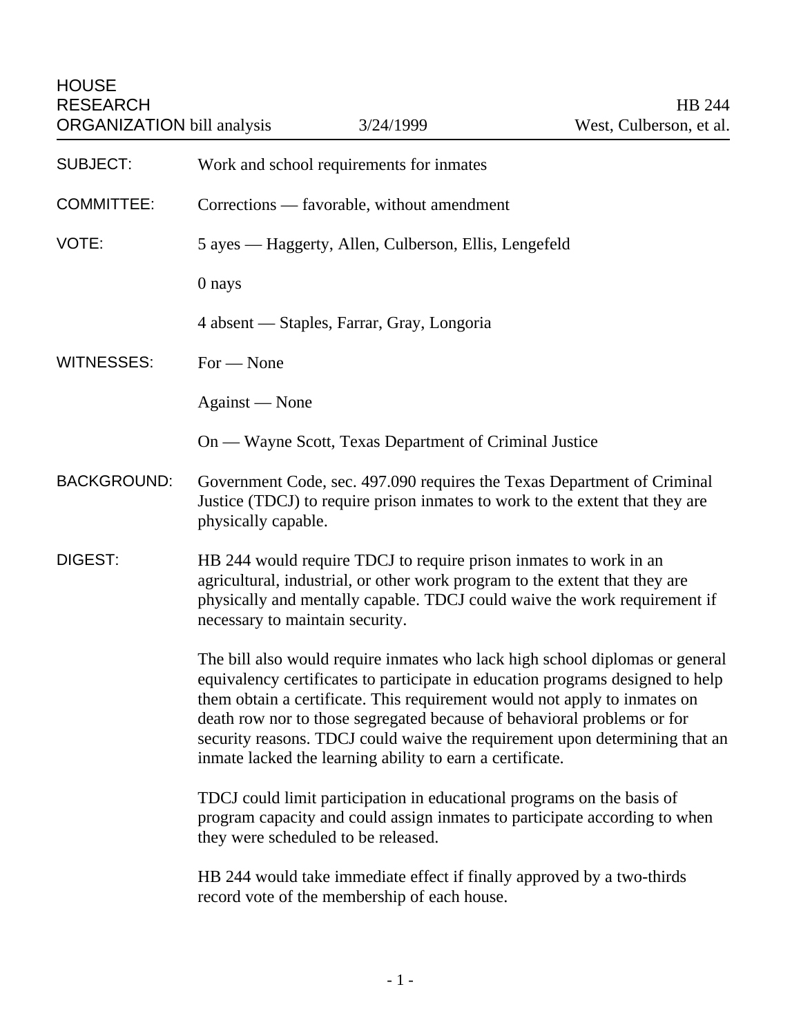HOUSE RESEARCH ORGANIZATION bill analysis | 3/24/1999 | HB 244 | West, Culberson, et al.

---

**SUBJECT:** Work and school requirements for inmates

**COMMITTEE:** Corrections — favorable, without amendment

**VOTE:** 5 ayes — Haggerty, Allen, Culberson, Ellis, Lengefeld

0 nays

4 absent — Staples, Farrar, Gray, Longoria

**WITNESSES:** For — None

Against — None

On — Wayne Scott, Texas Department of Criminal Justice

**BACKGROUND:** Government Code, sec. 497.090 requires the Texas Department of Criminal Justice (TDCJ) to require prison inmates to work to the extent that they are physically capable.

**DIGEST:** HB 244 would require TDCJ to require prison inmates to work in an agricultural, industrial, or other work program to the extent that they are physically and mentally capable. TDCJ could waive the work requirement if necessary to maintain security.

The bill also would require inmates who lack high school diplomas or general equivalency certificates to participate in education programs designed to help them obtain a certificate. This requirement would not apply to inmates on death row nor to those segregated because of behavioral problems or for security reasons. TDCJ could waive the requirement upon determining that an inmate lacked the learning ability to earn a certificate.

TDCJ could limit participation in educational programs on the basis of program capacity and could assign inmates to participate according to when they were scheduled to be released.

HB 244 would take immediate effect if finally approved by a two-thirds record vote of the membership of each house.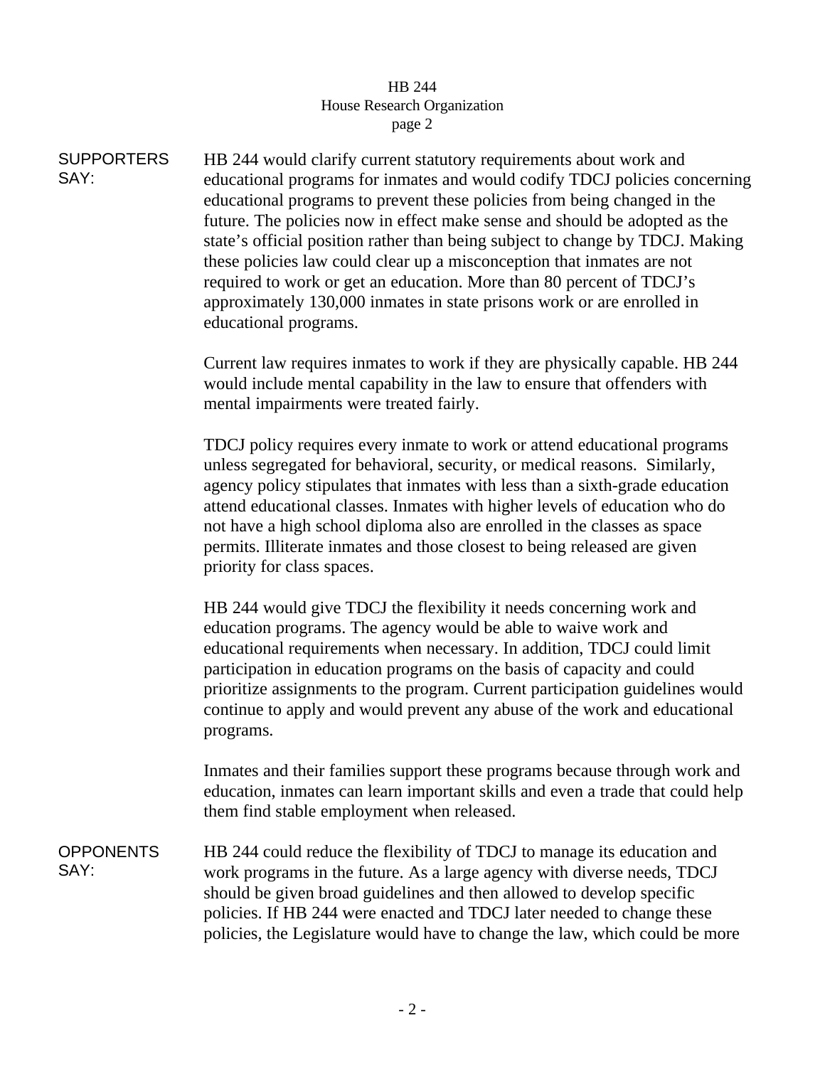**SUPPORTERS SAY:**

HB 244 would clarify current statutory requirements about work and educational programs for inmates and would codify TDCJ policies concerning educational programs to prevent these policies from being changed in the future. The policies now in effect make sense and should be adopted as the state's official position rather than being subject to change by TDCJ. Making these policies law could clear up a misconception that inmates are not required to work or get an education. More than 80 percent of TDCJ's approximately 130,000 inmates in state prisons work or are enrolled in educational programs.

Current law requires inmates to work if they are physically capable. HB 244 would include mental capability in the law to ensure that offenders with mental impairments were treated fairly.

TDCJ policy requires every inmate to work or attend educational programs unless segregated for behavioral, security, or medical reasons. Similarly, agency policy stipulates that inmates with less than a sixth-grade education attend educational classes. Inmates with higher levels of education who do not have a high school diploma also are enrolled in the classes as space permits. Illiterate inmates and those closest to being released are given priority for class spaces.

HB 244 would give TDCJ the flexibility it needs concerning work and education programs. The agency would be able to waive work and educational requirements when necessary. In addition, TDCJ could limit participation in education programs on the basis of capacity and could prioritize assignments to the program. Current participation guidelines would continue to apply and would prevent any abuse of the work and educational programs.

Inmates and their families support these programs because through work and education, inmates can learn important skills and even a trade that could help them find stable employment when released.

**OPPONENTS SAY:**

HB 244 could reduce the flexibility of TDCJ to manage its education and work programs in the future. As a large agency with diverse needs, TDCJ should be given broad guidelines and then allowed to develop specific policies. If HB 244 were enacted and TDCJ later needed to change these policies, the Legislature would have to change the law, which could be more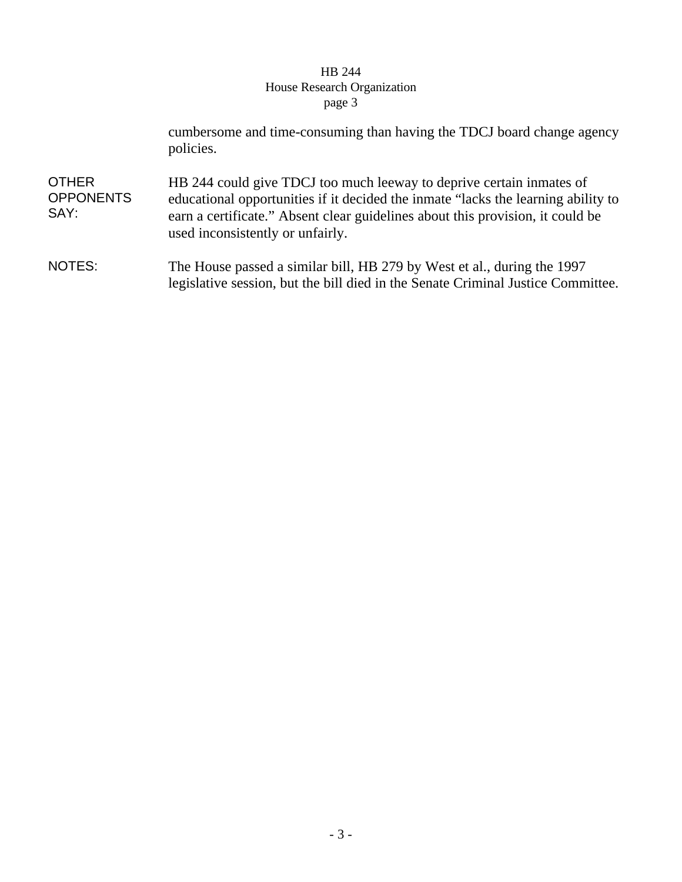cumbersome and time-consuming than having the TDCJ board change agency policies.

**OTHER OPPONENTS SAY:**

HB 244 could give TDCJ too much leeway to deprive certain inmates of educational opportunities if it decided the inmate "lacks the learning ability to earn a certificate." Absent clear guidelines about this provision, it could be used inconsistently or unfairly.

**NOTES:**

The House passed a similar bill, HB 279 by West et al., during the 1997 legislative session, but the bill died in the Senate Criminal Justice Committee.